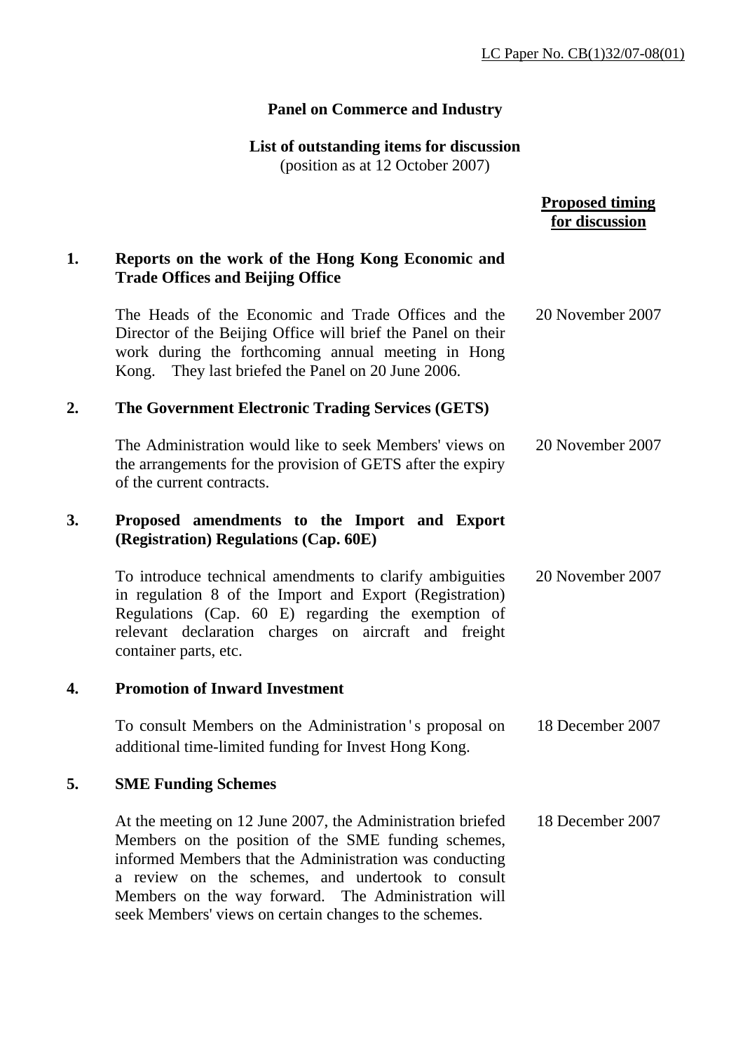LC Paper No. CB(1)32/07-08(01)

**Panel on Commerce and Industry**

**List of outstanding items for discussion**
(position as at 12 October 2007)

| | | Proposed timing for discussion |
|---|---|---|
| **1.** | **Reports on the work of the Hong Kong Economic and Trade Offices and Beijing Office** | |
| | The Heads of the Economic and Trade Offices and the Director of the Beijing Office will brief the Panel on their work during the forthcoming annual meeting in Hong Kong. They last briefed the Panel on 20 June 2006. | 20 November 2007 |
| **2.** | **The Government Electronic Trading Services (GETS)** | |
| | The Administration would like to seek Members' views on the arrangements for the provision of GETS after the expiry of the current contracts. | 20 November 2007 |
| **3.** | **Proposed amendments to the Import and Export (Registration) Regulations (Cap. 60E)** | |
| | To introduce technical amendments to clarify ambiguities in regulation 8 of the Import and Export (Registration) Regulations (Cap. 60 E) regarding the exemption of relevant declaration charges on aircraft and freight container parts, etc. | 20 November 2007 |
| **4.** | **Promotion of Inward Investment** | |
| | To consult Members on the Administration's proposal on additional time-limited funding for Invest Hong Kong. | 18 December 2007 |
| **5.** | **SME Funding Schemes** | |
| | At the meeting on 12 June 2007, the Administration briefed Members on the position of the SME funding schemes, informed Members that the Administration was conducting a review on the schemes, and undertook to consult Members on the way forward. The Administration will seek Members' views on certain changes to the schemes. | 18 December 2007 |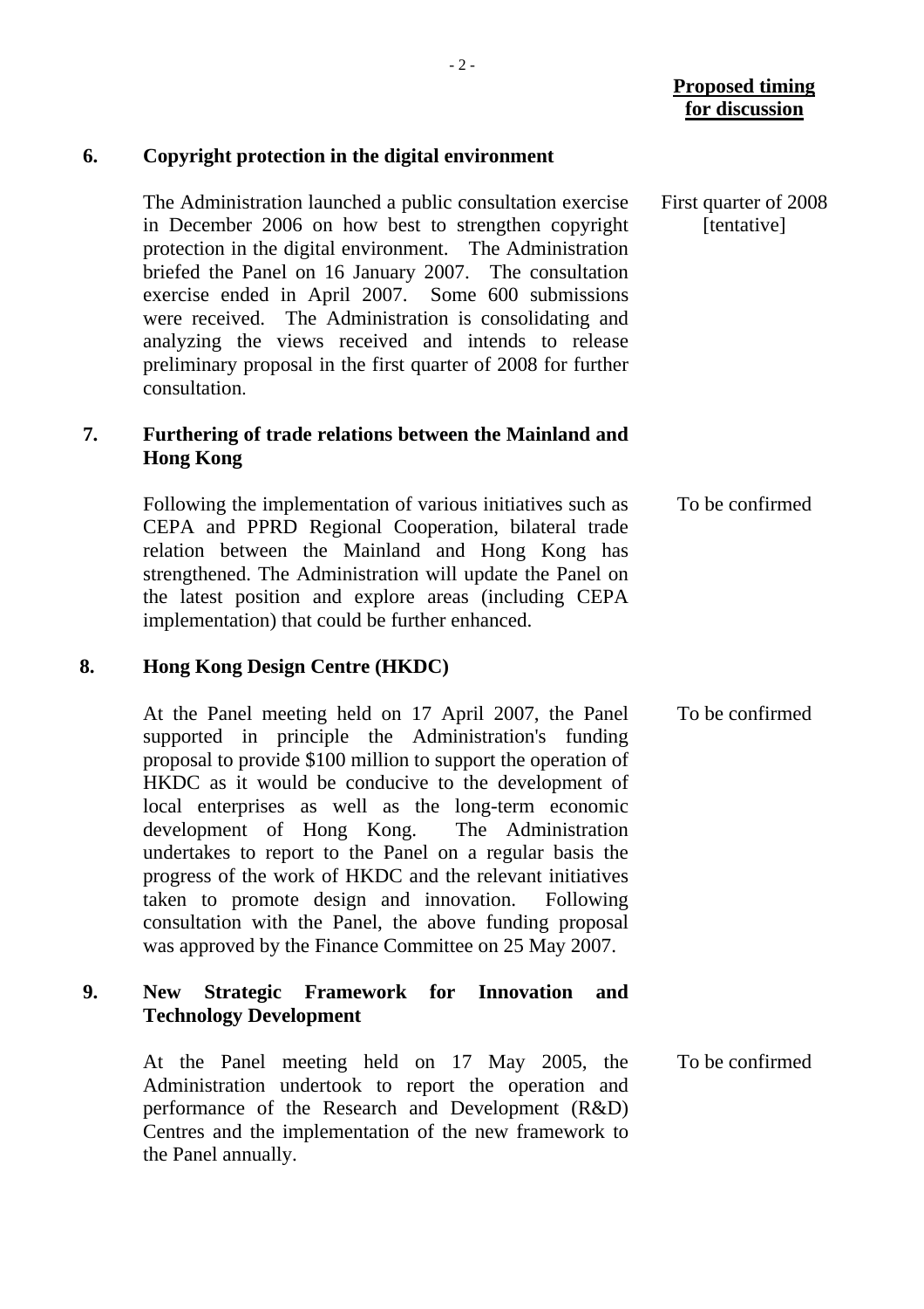| | | Proposed timing for discussion |
|---|---|---|
| **6.** | **Copyright protection in the digital environment** | |
| | The Administration launched a public consultation exercise in December 2006 on how best to strengthen copyright protection in the digital environment. The Administration briefed the Panel on 16 January 2007. The consultation exercise ended in April 2007. Some 600 submissions were received. The Administration is consolidating and analyzing the views received and intends to release preliminary proposal in the first quarter of 2008 for further consultation. | First quarter of 2008 [tentative] |
| **7.** | **Furthering of trade relations between the Mainland and Hong Kong** | |
| | Following the implementation of various initiatives such as CEPA and PPRD Regional Cooperation, bilateral trade relation between the Mainland and Hong Kong has strengthened. The Administration will update the Panel on the latest position and explore areas (including CEPA implementation) that could be further enhanced. | To be confirmed |
| **8.** | **Hong Kong Design Centre (HKDC)** | |
| | At the Panel meeting held on 17 April 2007, the Panel supported in principle the Administration's funding proposal to provide $100 million to support the operation of HKDC as it would be conducive to the development of local enterprises as well as the long-term economic development of Hong Kong. The Administration undertakes to report to the Panel on a regular basis the progress of the work of HKDC and the relevant initiatives taken to promote design and innovation. Following consultation with the Panel, the above funding proposal was approved by the Finance Committee on 25 May 2007. | To be confirmed |
| **9.** | **New Strategic Framework for Innovation and Technology Development** | |
| | At the Panel meeting held on 17 May 2005, the Administration undertook to report the operation and performance of the Research and Development (R&D) Centres and the implementation of the new framework to the Panel annually. | To be confirmed |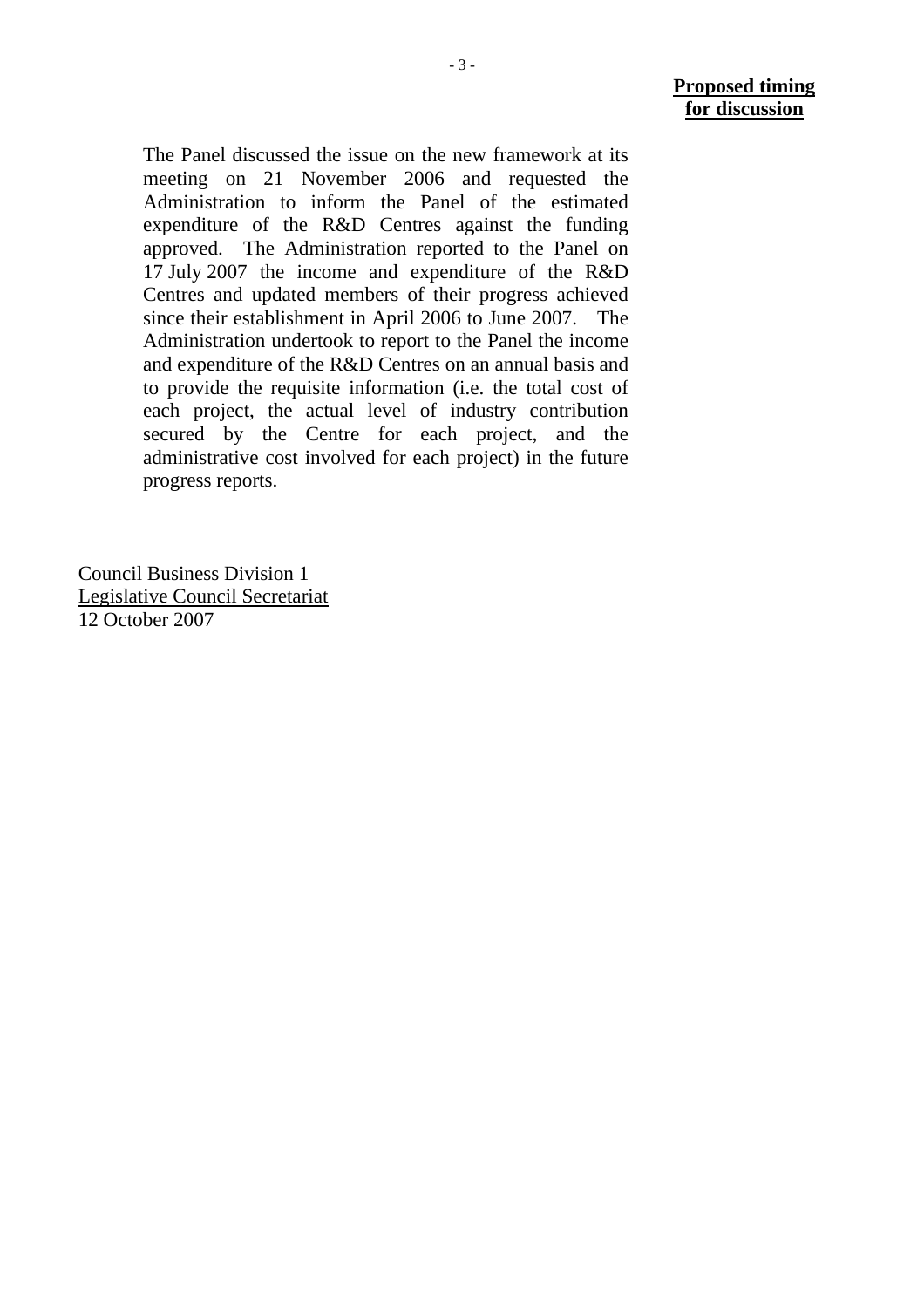**Proposed timing for discussion**

The Panel discussed the issue on the new framework at its meeting on 21 November 2006 and requested the Administration to inform the Panel of the estimated expenditure of the R&D Centres against the funding approved. The Administration reported to the Panel on 17 July 2007 the income and expenditure of the R&D Centres and updated members of their progress achieved since their establishment in April 2006 to June 2007. The Administration undertook to report to the Panel the income and expenditure of the R&D Centres on an annual basis and to provide the requisite information (i.e. the total cost of each project, the actual level of industry contribution secured by the Centre for each project, and the administrative cost involved for each project) in the future progress reports.

Council Business Division 1
Legislative Council Secretariat
12 October 2007